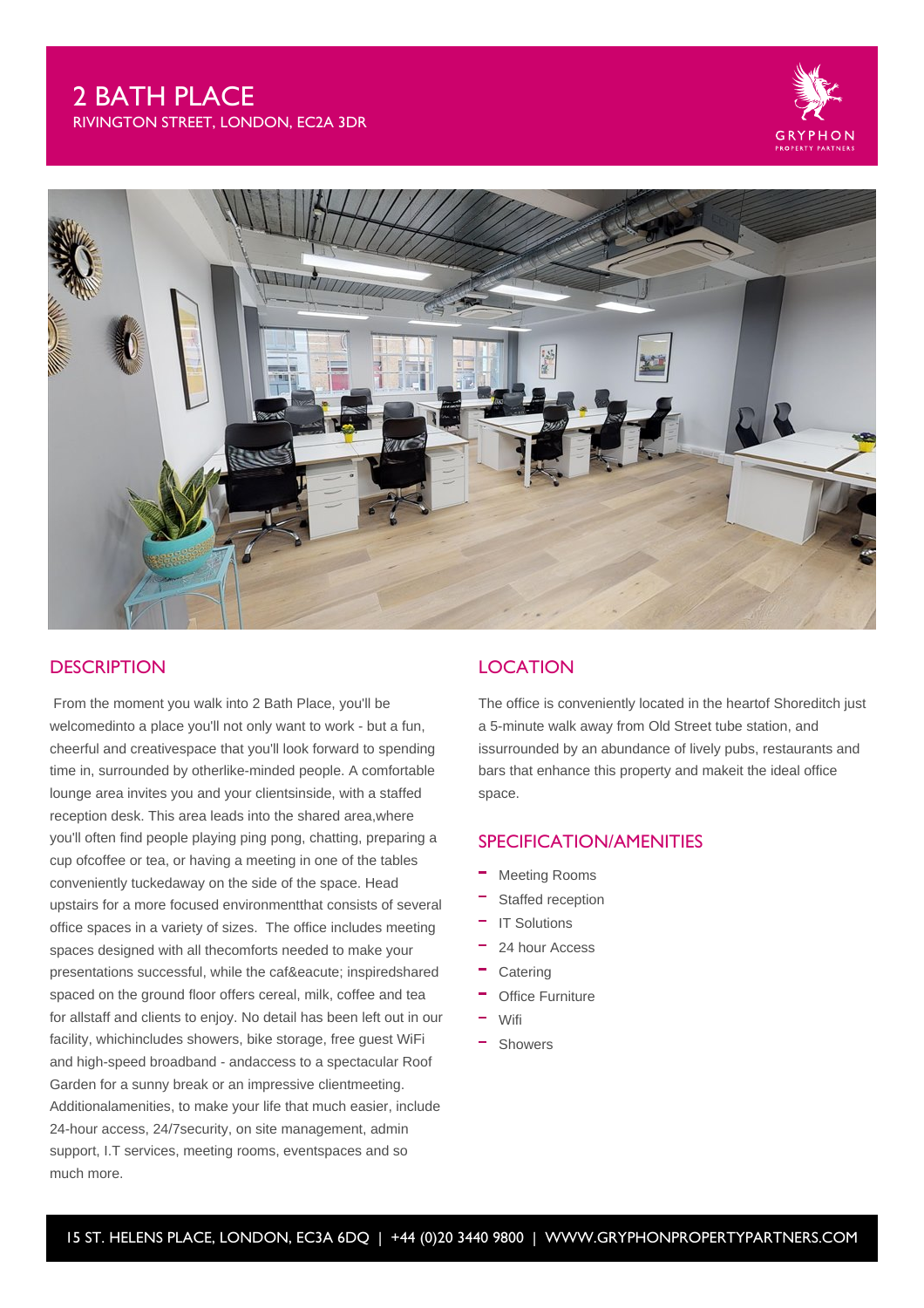# 2 BATH PLACE

RIVINGTON STREET, LONDON, EC2A 3DR

GRYPHON
PROPERTY PARTNERS

## DESCRIPTION

From the moment you walk into 2 Bath Place, you'll be welcomedinto a place you'll not only want to work - but a fun, cheerful and creativespace that you'll look forward to spending time in, surrounded by otherlike-minded people. A comfortable lounge area invites you and your clientsinside, with a staffed reception desk. This area leads into the shared area,where you'll often find people playing ping pong, chatting, preparing a cup ofcoffee or tea, or having a meeting in one of the tables conveniently tuckedaway on the side of the space. Head upstairs for a more focused environmentthat consists of several office spaces in a variety of sizes. The office includes meeting spaces designed with all thecomforts needed to make your presentations successful, while the caf&eacute; inspiredshared spaced on the ground floor offers cereal, milk, coffee and tea for allstaff and clients to enjoy. No detail has been left out in our facility, whichincludes showers, bike storage, free guest WiFi and high-speed broadband - andaccess to a spectacular Roof Garden for a sunny break or an impressive clientmeeting. Additionalamenities, to make your life that much easier, include 24-hour access, 24/7security, on site management, admin support, I.T services, meeting rooms, eventspaces and so much more.

## LOCATION

The office is conveniently located in the heartof Shoreditch just a 5-minute walk away from Old Street tube station, and issurrounded by an abundance of lively pubs, restaurants and bars that enhance this property and makeit the ideal office space.

## SPECIFICATION/AMENITIES

- Meeting Rooms
- Staffed reception
- IT Solutions
- 24 hour Access
- Catering
- Office Furniture
- Wifi
- Showers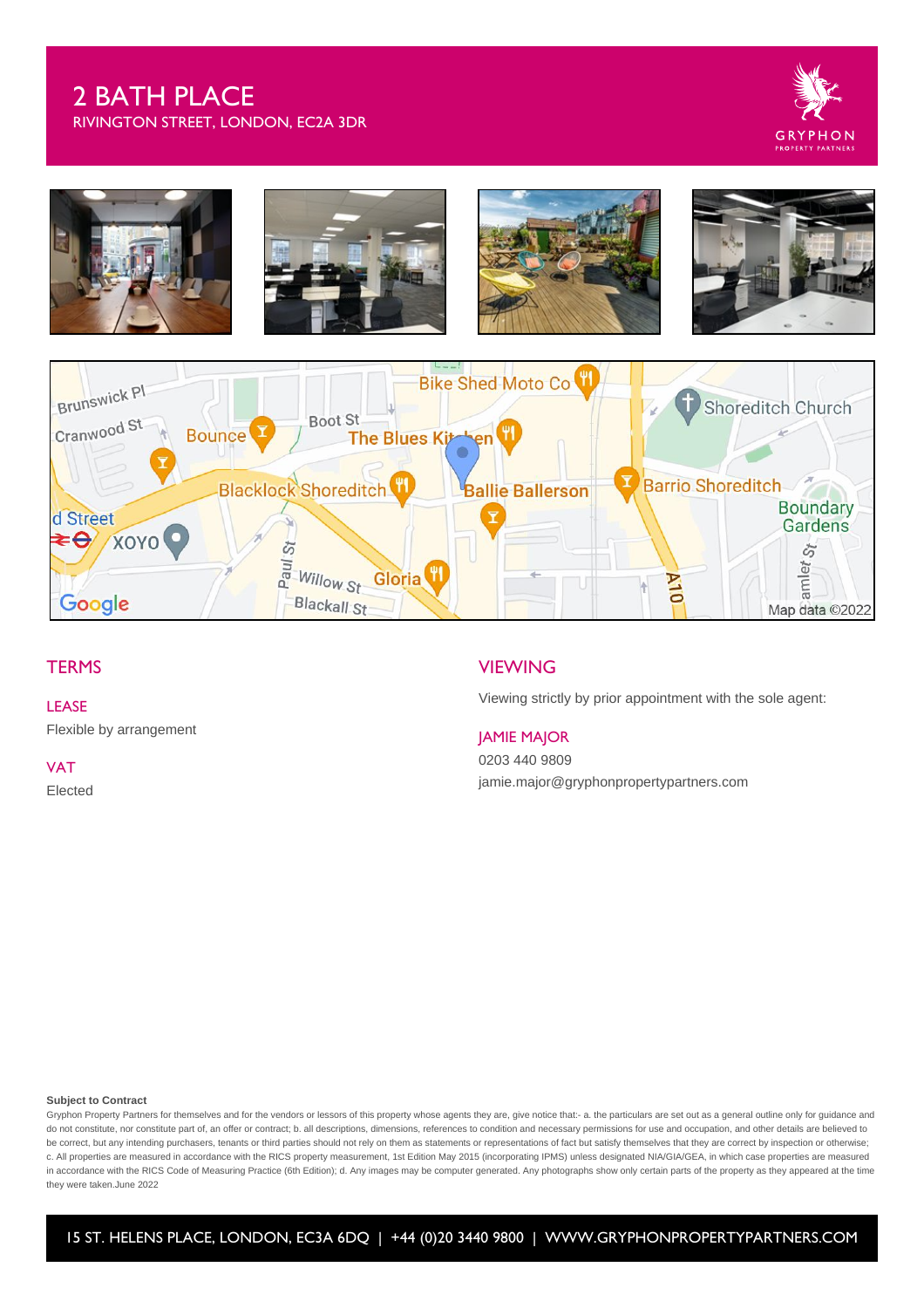# 2 BATH PLACE

RIVINGTON STREET, LONDON, EC2A 3DR

## TERMS

### LEASE

Flexible by arrangement

### VAT

Elected

## VIEWING

Viewing strictly by prior appointment with the sole agent:

### JAMIE MAJOR

0203 440 9809

jamie.major@gryphonpropertypartners.com

**Subject to Contract**

Gryphon Property Partners for themselves and for the vendors or lessors of this property whose agents they are, give notice that:- a. the particulars are set out as a general outline only for guidance and do not constitute, nor constitute part of, an offer or contract; b. all descriptions, dimensions, references to condition and necessary permissions for use and occupation, and other details are believed to be correct, but any intending purchasers, tenants or third parties should not rely on them as statements or representations of fact but satisfy themselves that they are correct by inspection or otherwise; c. All properties are measured in accordance with the RICS property measurement, 1st Edition May 2015 (incorporating IPMS) unless designated NIA/GIA/GEA, in which case properties are measured in accordance with the RICS Code of Measuring Practice (6th Edition); d. Any images may be computer generated. Any photographs show only certain parts of the property as they appeared at the time they were taken.June 2022

15 ST. HELENS PLACE, LONDON, EC3A 6DQ | +44 (0)20 3440 9800 | WWW.GRYPHONPROPERTYPARTNERS.COM